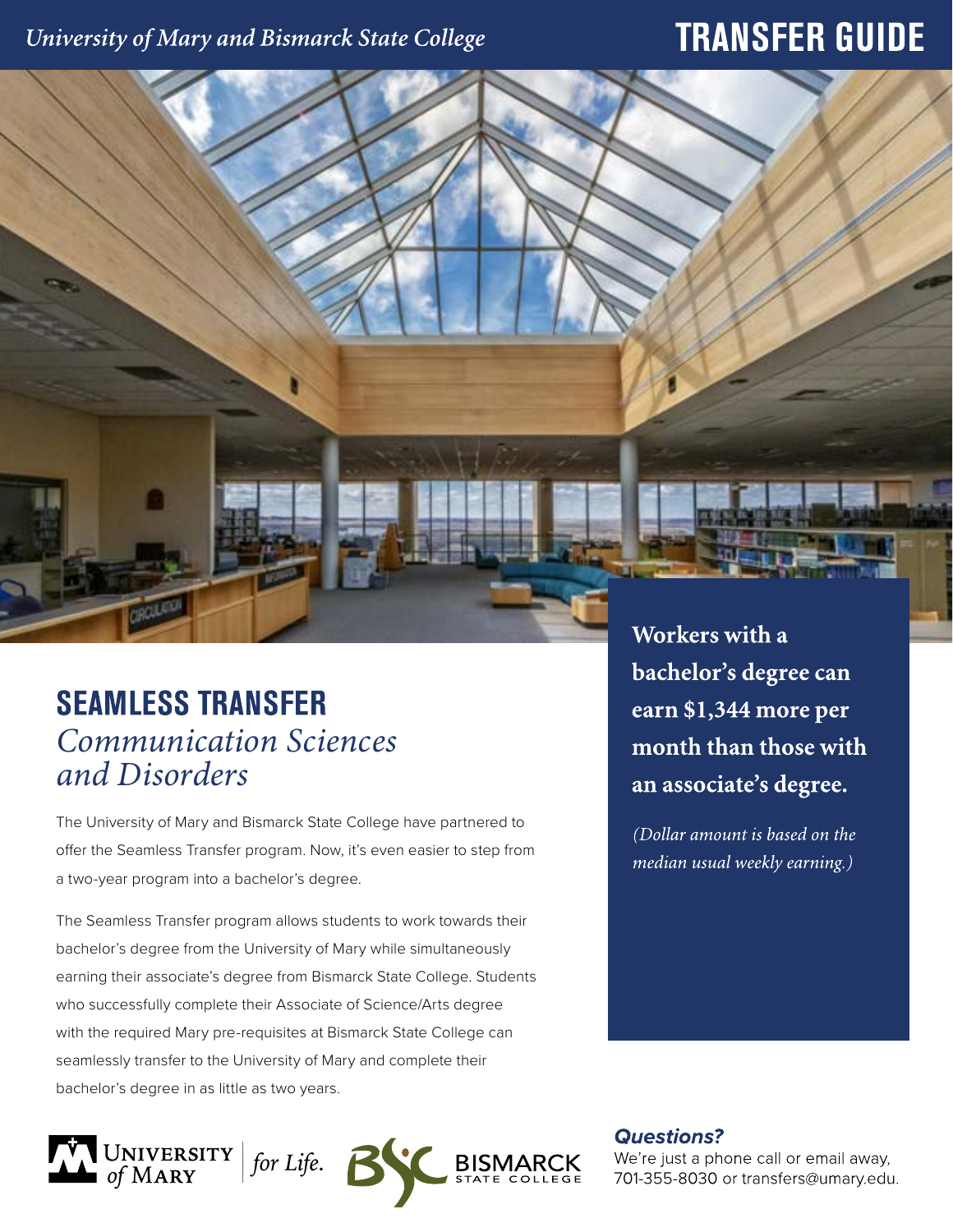University of Mary and Bismarck State College

# TRANSFER GUIDE

## SEAMLESS TRANSFER
### *Communication Sciences and Disorders*

The University of Mary and Bismarck State College have partnered to offer the Seamless Transfer program. Now, it's even easier to step from a two-year program into a bachelor's degree.

The Seamless Transfer program allows students to work towards their bachelor's degree from the University of Mary while simultaneously earning their associate's degree from Bismarck State College. Students who successfully complete their Associate of Science/Arts degree with the required Mary pre-requisites at Bismarck State College can seamlessly transfer to the University of Mary and complete their bachelor's degree in as little as two years.

**Workers with a bachelor's degree can earn $1,344 more per month than those with an associate's degree.**

*(Dollar amount is based on the median usual weekly earning.)*

***Questions?***

We're just a phone call or email away, 701-355-8030 or transfers@umary.edu.

University of Mary | *for Life.*

Bismarck State College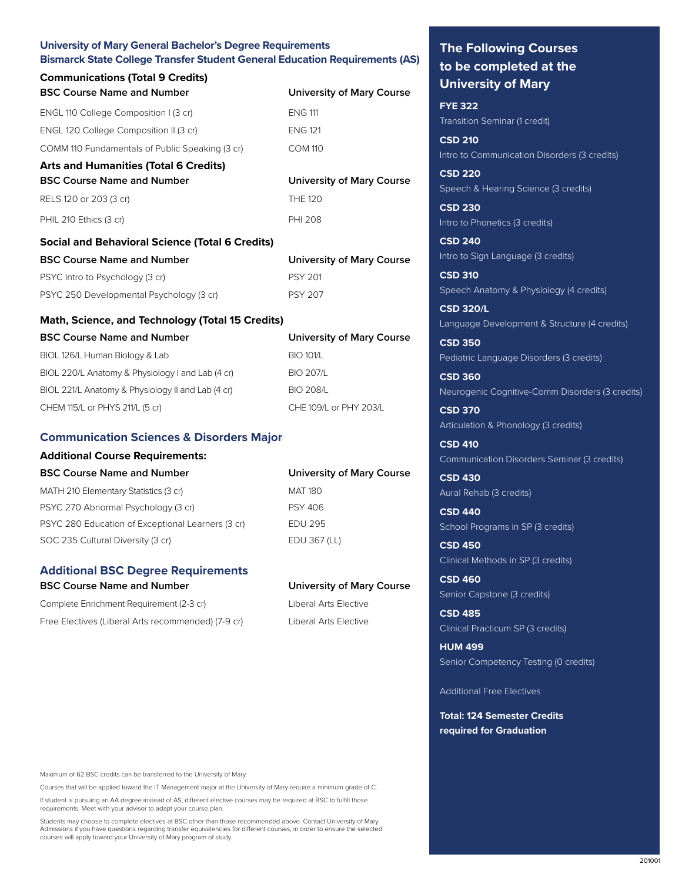## University of Mary General Bachelor's Degree Requirements
## Bismarck State College Transfer Student General Education Requirements (AS)

### Communications (Total 9 Credits)

| BSC Course Name and Number | University of Mary Course |
|---|---|
| ENGL 110 College Composition I (3 cr) | ENG 111 |
| ENGL 120 College Composition II (3 cr) | ENG 121 |
| COMM 110 Fundamentals of Public Speaking (3 cr) | COM 110 |

### Arts and Humanities (Total 6 Credits)

| BSC Course Name and Number | University of Mary Course |
|---|---|
| RELS 120 or 203 (3 cr) | THE 120 |
| PHIL 210 Ethics (3 cr) | PHI 208 |

### Social and Behavioral Science (Total 6 Credits)

| BSC Course Name and Number | University of Mary Course |
|---|---|
| PSYC Intro to Psychology (3 cr) | PSY 201 |
| PSYC 250 Developmental Psychology (3 cr) | PSY 207 |

### Math, Science, and Technology (Total 15 Credits)

| BSC Course Name and Number | University of Mary Course |
|---|---|
| BIOL 126/L Human Biology & Lab | BIO 101/L |
| BIOL 220/L Anatomy & Physiology I and Lab (4 cr) | BIO 207/L |
| BIOL 221/L Anatomy & Physiology II and Lab (4 cr) | BIO 208/L |
| CHEM 115/L or PHYS 211/L (5 cr) | CHE 109/L or PHY 203/L |

## Communication Sciences & Disorders Major

### Additional Course Requirements:

| BSC Course Name and Number | University of Mary Course |
|---|---|
| MATH 210 Elementary Statistics (3 cr) | MAT 180 |
| PSYC 270 Abnormal Psychology (3 cr) | PSY 406 |
| PSYC 280 Education of Exceptional Learners (3 cr) | EDU 295 |
| SOC 235 Cultural Diversity (3 cr) | EDU 367 (LL) |

## Additional BSC Degree Requirements

| BSC Course Name and Number | University of Mary Course |
|---|---|
| Complete Enrichment Requirement (2-3 cr) | Liberal Arts Elective |
| Free Electives (Liberal Arts recommended) (7-9 cr) | Liberal Arts Elective |

## The Following Courses to be completed at the University of Mary

**FYE 322**
Transition Seminar (1 credit)

**CSD 210**
Intro to Communication Disorders (3 credits)

**CSD 220**
Speech & Hearing Science (3 credits)

**CSD 230**
Intro to Phonetics (3 credits)

**CSD 240**
Intro to Sign Language (3 credits)

**CSD 310**
Speech Anatomy & Physiology (4 credits)

**CSD 320/L**
Language Development & Structure (4 credits)

**CSD 350**
Pediatric Language Disorders (3 credits)

**CSD 360**
Neurogenic Cognitive-Comm Disorders (3 credits)

**CSD 370**
Articulation & Phonology (3 credits)

**CSD 410**
Communication Disorders Seminar (3 credits)

**CSD 430**
Aural Rehab (3 credits)

**CSD 440**
School Programs in SP (3 credits)

**CSD 450**
Clinical Methods in SP (3 credits)

**CSD 460**
Senior Capstone (3 credits)

**CSD 485**
Clinical Practicum SP (3 credits)

**HUM 499**
Senior Competency Testing (0 credits)

Additional Free Electives

**Total: 124 Semester Credits required for Graduation**

Maximum of 62 BSC credits can be transferred to the University of Mary.

Courses that will be applied toward the IT Management major at the University of Mary require a minimum grade of C.

If student is pursuing an AA degree instead of AS, different elective courses may be required at BSC to fulfill those requirements. Meet with your advisor to adapt your course plan.

Students may choose to complete electives at BSC other than those recommended above. Contact University of Mary Admissions if you have questions regarding transfer equivalencies for different courses, in order to ensure the selected courses will apply toward your University of Mary program of study.

201001